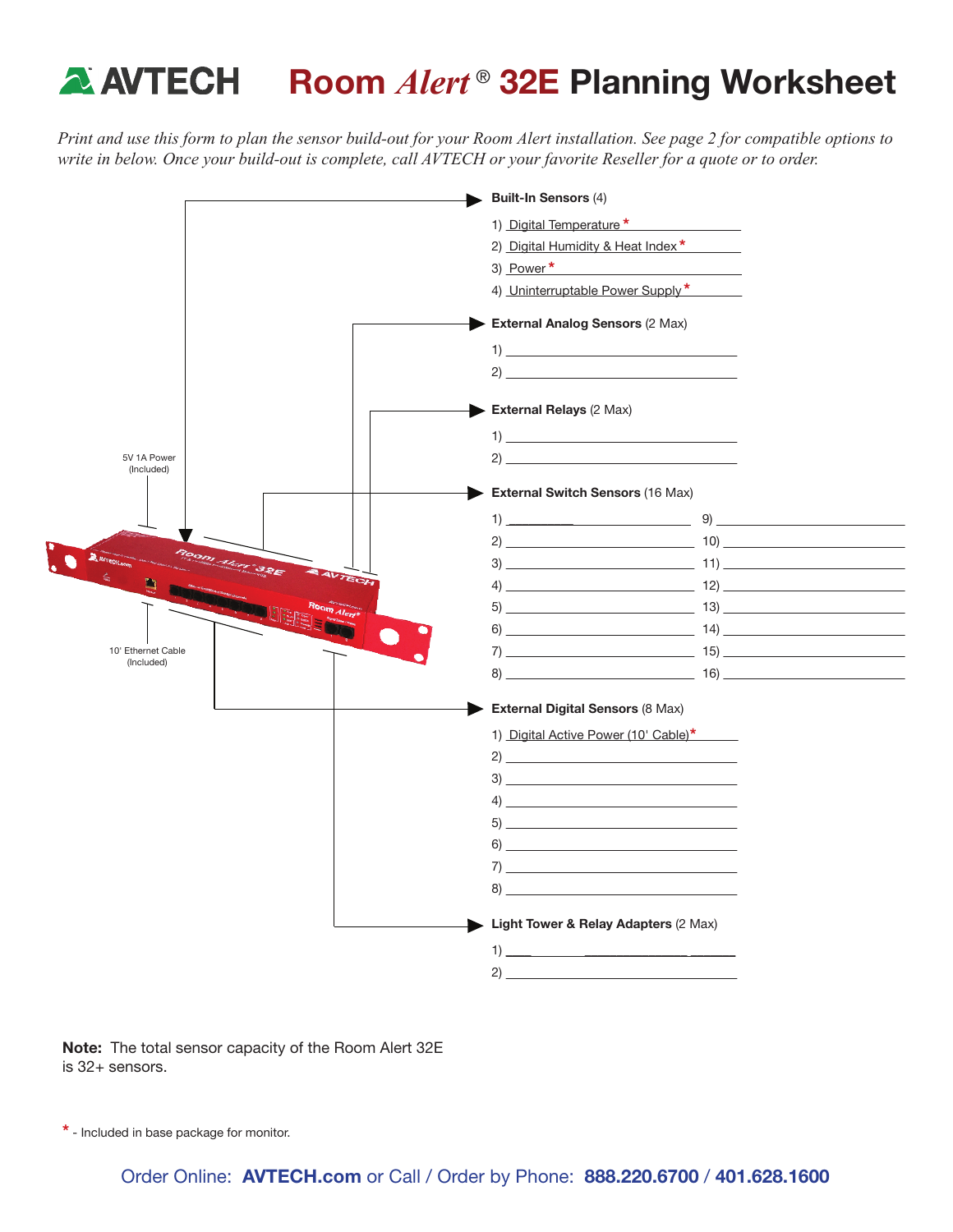# AVTECH Room *Alert*® 32E Planning Worksheet

*Print and use this form to plan the sensor build-out for your Room Alert installation. See page 2 for compatible options to write in below. Once your build-out is complete, call AVTECH or your favorite Reseller for a quote or to order.*

5V 1A Power (Included)

10' Ethernet Cable (Included)

**Built-In Sensors** (4)

1) Digital Temperature *
2) Digital Humidity & Heat Index *
3) Power *
4) Uninterruptable Power Supply *

**External Analog Sensors** (2 Max)

1) ____________________
2) ____________________

**External Relays** (2 Max)

1) ____________________
2) ____________________

**External Switch Sensors** (16 Max)

1) ____________________
2) ____________________
3) ____________________
4) ____________________
5) ____________________
6) ____________________
7) ____________________
8) ____________________
9) ____________________
10) ____________________
11) ____________________
12) ____________________
13) ____________________
14) ____________________
15) ____________________
16) ____________________

**External Digital Sensors** (8 Max)

1) Digital Active Power (10' Cable)*
2) ____________________
3) ____________________
4) ____________________
5) ____________________
6) ____________________
7) ____________________
8) ____________________

**Light Tower & Relay Adapters** (2 Max)

1) ____________________
2) ____________________

**Note:** The total sensor capacity of the Room Alert 32E is 32+ sensors.

\* - Included in base package for monitor.

Order Online: **AVTECH.com** or Call / Order by Phone: **888.220.6700** / **401.628.1600**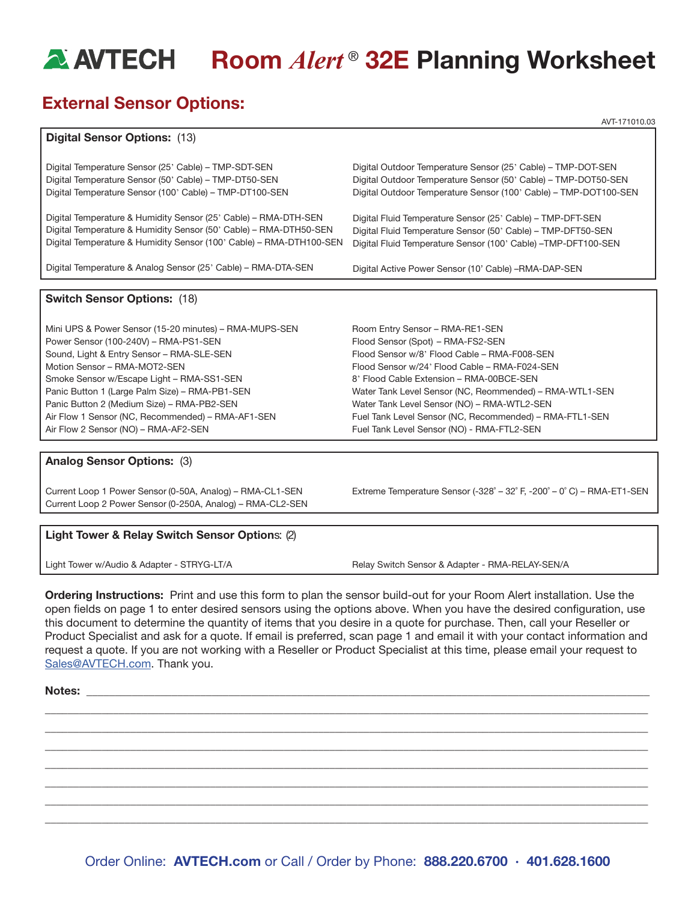# AVTECH Room *Alert*® 32E Planning Worksheet

## External Sensor Options:

AVT-171010.03

### Digital Sensor Options: (13)

Digital Temperature Sensor (25' Cable) – TMP-SDT-SEN
Digital Temperature Sensor (50' Cable) – TMP-DT50-SEN
Digital Temperature Sensor (100' Cable) – TMP-DT100-SEN

Digital Temperature & Humidity Sensor (25' Cable) – RMA-DTH-SEN
Digital Temperature & Humidity Sensor (50' Cable) – RMA-DTH50-SEN
Digital Temperature & Humidity Sensor (100' Cable) – RMA-DTH100-SEN

Digital Temperature & Analog Sensor (25' Cable) – RMA-DTA-SEN

Digital Outdoor Temperature Sensor (25' Cable) – TMP-DOT-SEN
Digital Outdoor Temperature Sensor (50' Cable) – TMP-DOT50-SEN
Digital Outdoor Temperature Sensor (100' Cable) – TMP-DOT100-SEN

Digital Fluid Temperature Sensor (25' Cable) – TMP-DFT-SEN
Digital Fluid Temperature Sensor (50' Cable) – TMP-DFT50-SEN
Digital Fluid Temperature Sensor (100' Cable) –TMP-DFT100-SEN

Digital Active Power Sensor (10' Cable) –RMA-DAP-SEN

### Switch Sensor Options: (18)

Mini UPS & Power Sensor (15-20 minutes) – RMA-MUPS-SEN
Power Sensor (100-240V) – RMA-PS1-SEN
Sound, Light & Entry Sensor – RMA-SLE-SEN
Motion Sensor – RMA-MOT2-SEN
Smoke Sensor w/Escape Light – RMA-SS1-SEN
Panic Button 1 (Large Palm Size) – RMA-PB1-SEN
Panic Button 2 (Medium Size) – RMA-PB2-SEN
Air Flow 1 Sensor (NC, Recommended) – RMA-AF1-SEN
Air Flow 2 Sensor (NO) – RMA-AF2-SEN

Room Entry Sensor – RMA-RE1-SEN
Flood Sensor (Spot) – RMA-FS2-SEN
Flood Sensor w/8' Flood Cable – RMA-F008-SEN
Flood Sensor w/24' Flood Cable – RMA-F024-SEN
8' Flood Cable Extension – RMA-00BCE-SEN
Water Tank Level Sensor (NC, Reommended) – RMA-WTL1-SEN
Water Tank Level Sensor (NO) – RMA-WTL2-SEN
Fuel Tank Level Sensor (NC, Recommended) – RMA-FTL1-SEN
Fuel Tank Level Sensor (NO) - RMA-FTL2-SEN

### Analog Sensor Options: (3)

Current Loop 1 Power Sensor (0-50A, Analog) – RMA-CL1-SEN
Current Loop 2 Power Sensor (0-250A, Analog) – RMA-CL2-SEN

Extreme Temperature Sensor (-328˚ – 32˚ F, -200˚ – 0˚ C) – RMA-ET1-SEN

### Light Tower & Relay Switch Sensor Options: (2)

Light Tower w/Audio & Adapter - STRYG-LT/A

Relay Switch Sensor & Adapter - RMA-RELAY-SEN/A

**Ordering Instructions:** Print and use this form to plan the sensor build-out for your Room Alert installation. Use the open fields on page 1 to enter desired sensors using the options above. When you have the desired configuration, use this document to determine the quantity of items that you desire in a quote for purchase. Then, call your Reseller or Product Specialist and ask for a quote. If email is preferred, scan page 1 and email it with your contact information and request a quote. If you are not working with a Reseller or Product Specialist at this time, please email your request to Sales@AVTECH.com. Thank you.

**Notes:** ______________________________________________

______________________________________________

______________________________________________

______________________________________________

______________________________________________

______________________________________________

______________________________________________

______________________________________________

Order Online: **AVTECH.com** or Call / Order by Phone: **888.220.6700 · 401.628.1600**